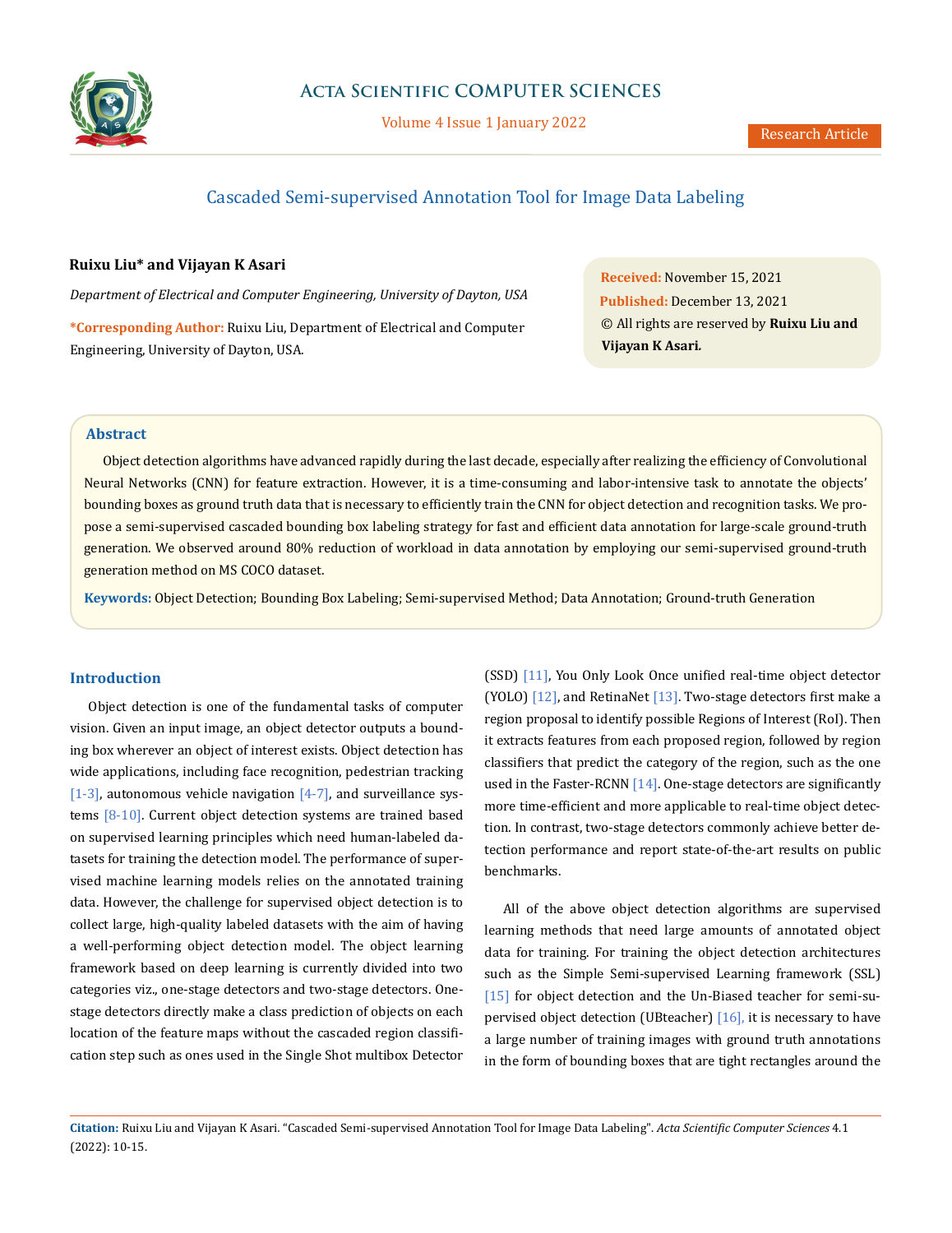# Cascaded Semi-supervised Annotation Tool for Image Data Labeling

**Ruixu Liu\* and Vijayan K Asari**

*Department of Electrical and Computer Engineering, University of Dayton, USA*

**\*Corresponding Author:** Ruixu Liu, Department of Electrical and Computer Engineering, University of Dayton, USA.

**Received:** November 15, 2021
**Published:** December 13, 2021
© All rights are reserved by **Ruixu Liu and Vijayan K Asari.**

## Abstract

Object detection algorithms have advanced rapidly during the last decade, especially after realizing the efficiency of Convolutional Neural Networks (CNN) for feature extraction. However, it is a time-consuming and labor-intensive task to annotate the objects' bounding boxes as ground truth data that is necessary to efficiently train the CNN for object detection and recognition tasks. We propose a semi-supervised cascaded bounding box labeling strategy for fast and efficient data annotation for large-scale ground-truth generation. We observed around 80% reduction of workload in data annotation by employing our semi-supervised ground-truth generation method on MS COCO dataset.

**Keywords:** Object Detection; Bounding Box Labeling; Semi-supervised Method; Data Annotation; Ground-truth Generation

## Introduction

Object detection is one of the fundamental tasks of computer vision. Given an input image, an object detector outputs a bounding box wherever an object of interest exists. Object detection has wide applications, including face recognition, pedestrian tracking [1-3], autonomous vehicle navigation [4-7], and surveillance systems [8-10]. Current object detection systems are trained based on supervised learning principles which need human-labeled datasets for training the detection model. The performance of supervised machine learning models relies on the annotated training data. However, the challenge for supervised object detection is to collect large, high-quality labeled datasets with the aim of having a well-performing object detection model. The object learning framework based on deep learning is currently divided into two categories viz., one-stage detectors and two-stage detectors. One-stage detectors directly make a class prediction of objects on each location of the feature maps without the cascaded region classification step such as ones used in the Single Shot multibox Detector (SSD) [11], You Only Look Once unified real-time object detector (YOLO) [12], and RetinaNet [13]. Two-stage detectors first make a region proposal to identify possible Regions of Interest (RoI). Then it extracts features from each proposed region, followed by region classifiers that predict the category of the region, such as the one used in the Faster-RCNN [14]. One-stage detectors are significantly more time-efficient and more applicable to real-time object detection. In contrast, two-stage detectors commonly achieve better detection performance and report state-of-the-art results on public benchmarks.

All of the above object detection algorithms are supervised learning methods that need large amounts of annotated object data for training. For training the object detection architectures such as the Simple Semi-supervised Learning framework (SSL) [15] for object detection and the Un-Biased teacher for semi-supervised object detection (UBteacher) [16], it is necessary to have a large number of training images with ground truth annotations in the form of bounding boxes that are tight rectangles around the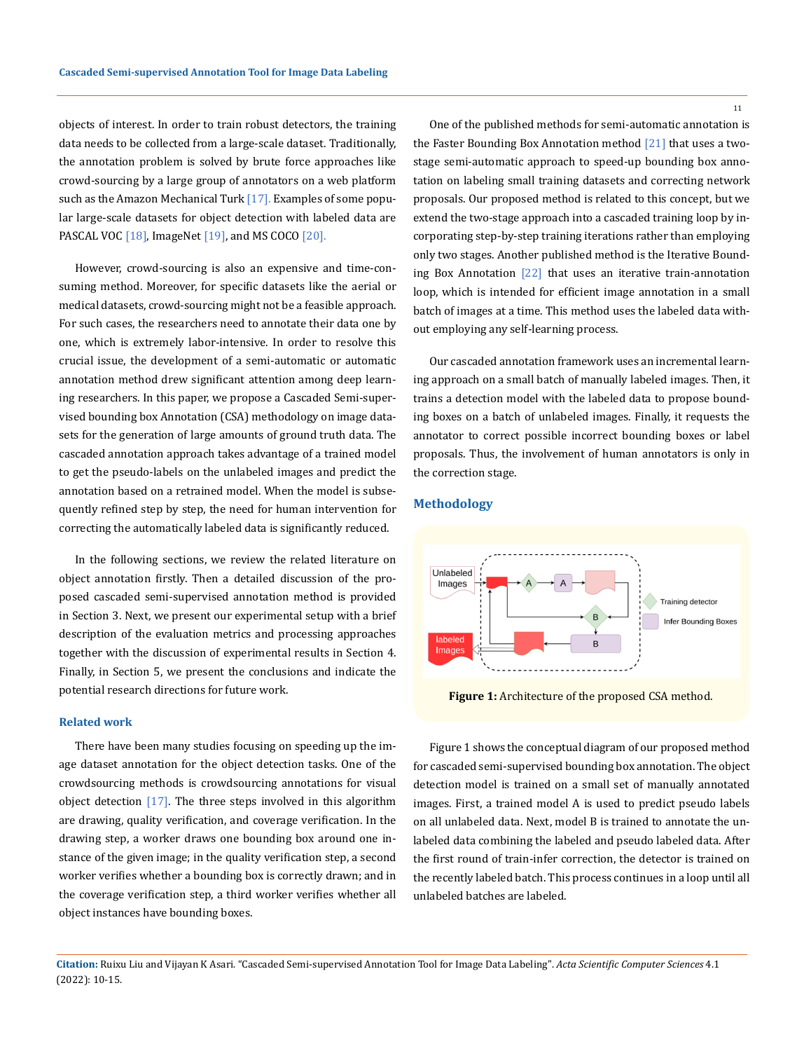objects of interest. In order to train robust detectors, the training data needs to be collected from a large-scale dataset. Traditionally, the annotation problem is solved by brute force approaches like crowd-sourcing by a large group of annotators on a web platform such as the Amazon Mechanical Turk [17]. Examples of some popular large-scale datasets for object detection with labeled data are PASCAL VOC [18], ImageNet [19], and MS COCO [20].

However, crowd-sourcing is also an expensive and time-consuming method. Moreover, for specific datasets like the aerial or medical datasets, crowd-sourcing might not be a feasible approach. For such cases, the researchers need to annotate their data one by one, which is extremely labor-intensive. In order to resolve this crucial issue, the development of a semi-automatic or automatic annotation method drew significant attention among deep learning researchers. In this paper, we propose a Cascaded Semi-supervised bounding box Annotation (CSA) methodology on image datasets for the generation of large amounts of ground truth data. The cascaded annotation approach takes advantage of a trained model to get the pseudo-labels on the unlabeled images and predict the annotation based on a retrained model. When the model is subsequently refined step by step, the need for human intervention for correcting the automatically labeled data is significantly reduced.

In the following sections, we review the related literature on object annotation firstly. Then a detailed discussion of the proposed cascaded semi-supervised annotation method is provided in Section 3. Next, we present our experimental setup with a brief description of the evaluation metrics and processing approaches together with the discussion of experimental results in Section 4. Finally, in Section 5, we present the conclusions and indicate the potential research directions for future work.

## Related work

There have been many studies focusing on speeding up the image dataset annotation for the object detection tasks. One of the crowdsourcing methods is crowdsourcing annotations for visual object detection [17]. The three steps involved in this algorithm are drawing, quality verification, and coverage verification. In the drawing step, a worker draws one bounding box around one instance of the given image; in the quality verification step, a second worker verifies whether a bounding box is correctly drawn; and in the coverage verification step, a third worker verifies whether all object instances have bounding boxes.

One of the published methods for semi-automatic annotation is the Faster Bounding Box Annotation method [21] that uses a two-stage semi-automatic approach to speed-up bounding box annotation on labeling small training datasets and correcting network proposals. Our proposed method is related to this concept, but we extend the two-stage approach into a cascaded training loop by incorporating step-by-step training iterations rather than employing only two stages. Another published method is the Iterative Bounding Box Annotation [22] that uses an iterative train-annotation loop, which is intended for efficient image annotation in a small batch of images at a time. This method uses the labeled data without employing any self-learning process.

Our cascaded annotation framework uses an incremental learning approach on a small batch of manually labeled images. Then, it trains a detection model with the labeled data to propose bounding boxes on a batch of unlabeled images. Finally, it requests the annotator to correct possible incorrect bounding boxes or label proposals. Thus, the involvement of human annotators is only in the correction stage.

## Methodology

**Figure 1:** Architecture of the proposed CSA method.

Figure 1 shows the conceptual diagram of our proposed method for cascaded semi-supervised bounding box annotation. The object detection model is trained on a small set of manually annotated images. First, a trained model A is used to predict pseudo labels on all unlabeled data. Next, model B is trained to annotate the unlabeled data combining the labeled and pseudo labeled data. After the first round of train-infer correction, the detector is trained on the recently labeled batch. This process continues in a loop until all unlabeled batches are labeled.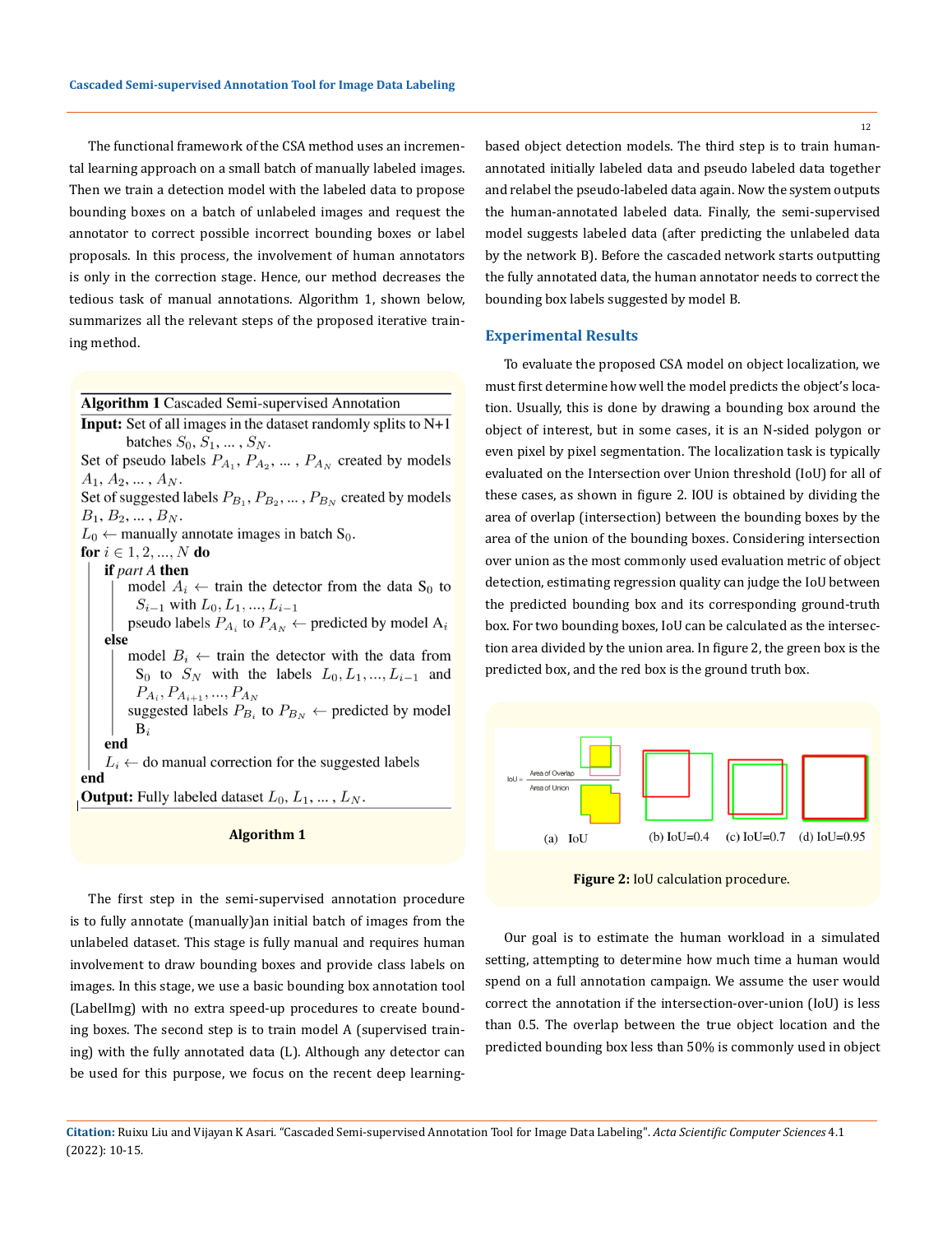The functional framework of the CSA method uses an incremental learning approach on a small batch of manually labeled images. Then we train a detection model with the labeled data to propose bounding boxes on a batch of unlabeled images and request the annotator to correct possible incorrect bounding boxes or label proposals. In this process, the involvement of human annotators is only in the correction stage. Hence, our method decreases the tedious task of manual annotations. Algorithm 1, shown below, summarizes all the relevant steps of the proposed iterative training method.

**Algorithm 1** Cascaded Semi-supervised Annotation

**Input:** Set of all images in the dataset randomly splits to N+1 batches $S_0, S_1, \ldots, S_N$.

Set of pseudo labels $P_{A_1}, P_{A_2}, \ldots, P_{A_N}$ created by models $A_1, A_2, \ldots, A_N$.

Set of suggested labels $P_{B_1}, P_{B_2}, \ldots, P_{B_N}$ created by models $B_1, B_2, \ldots, B_N$.

$L_0 \leftarrow$ manually annotate images in batch $S_0$.

**for** $i \in 1, 2, \ldots, N$ **do**

  **if** *part A* **then**

    model $A_i \leftarrow$ train the detector from the data $S_0$ to $S_{i-1}$ with $L_0, L_1, \ldots, L_{i-1}$

    pseudo labels $P_{A_i}$ to $P_{A_N} \leftarrow$ predicted by model $A_i$

  **else**

    model $B_i \leftarrow$ train the detector with the data from $S_0$ to $S_N$ with the labels $L_0, L_1, \ldots, L_{i-1}$ and $P_{A_i}, P_{A_{i+1}}, \ldots, P_{A_N}$

    suggested labels $P_{B_i}$ to $P_{B_N} \leftarrow$ predicted by model $B_i$

  **end**

  $L_i \leftarrow$ do manual correction for the suggested labels

**end**

**Output:** Fully labeled dataset $L_0, L_1, \ldots, L_N$.

**Algorithm 1**

The first step in the semi-supervised annotation procedure is to fully annotate (manually)an initial batch of images from the unlabeled dataset. This stage is fully manual and requires human involvement to draw bounding boxes and provide class labels on images. In this stage, we use a basic bounding box annotation tool (LabelImg) with no extra speed-up procedures to create bounding boxes. The second step is to train model A (supervised training) with the fully annotated data (L). Although any detector can be used for this purpose, we focus on the recent deep learning-based object detection models. The third step is to train human-annotated initially labeled data and pseudo labeled data together and relabel the pseudo-labeled data again. Now the system outputs the human-annotated labeled data. Finally, the semi-supervised model suggests labeled data (after predicting the unlabeled data by the network B). Before the cascaded network starts outputting the fully annotated data, the human annotator needs to correct the bounding box labels suggested by model B.

## Experimental Results

To evaluate the proposed CSA model on object localization, we must first determine how well the model predicts the object's location. Usually, this is done by drawing a bounding box around the object of interest, but in some cases, it is an N-sided polygon or even pixel by pixel segmentation. The localization task is typically evaluated on the Intersection over Union threshold (IoU) for all of these cases, as shown in figure 2. IOU is obtained by dividing the area of overlap (intersection) between the bounding boxes by the area of the union of the bounding boxes. Considering intersection over union as the most commonly used evaluation metric of object detection, estimating regression quality can judge the IoU between the predicted bounding box and its corresponding ground-truth box. For two bounding boxes, IoU can be calculated as the intersection area divided by the union area. In figure 2, the green box is the predicted box, and the red box is the ground truth box.

**Figure 2:** IoU calculation procedure.

Our goal is to estimate the human workload in a simulated setting, attempting to determine how much time a human would spend on a full annotation campaign. We assume the user would correct the annotation if the intersection-over-union (IoU) is less than 0.5. The overlap between the true object location and the predicted bounding box less than 50% is commonly used in object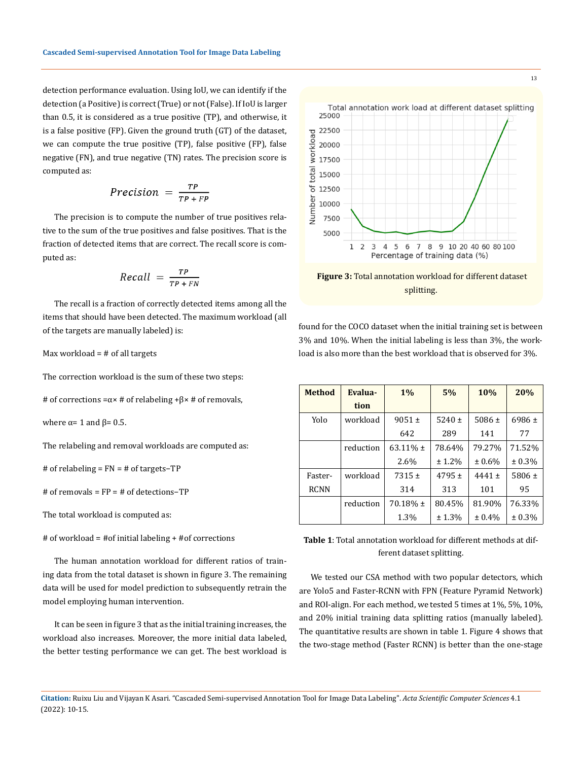detection performance evaluation. Using IoU, we can identify if the detection (a Positive) is correct (True) or not (False). If IoU is larger than 0.5, it is considered as a true positive (TP), and otherwise, it is a false positive (FP). Given the ground truth (GT) of the dataset, we can compute the true positive (TP), false positive (FP), false negative (FN), and true negative (TN) rates. The precision score is computed as:

$$Precision = \frac{TP}{TP + FP}$$

The precision is to compute the number of true positives relative to the sum of the true positives and false positives. That is the fraction of detected items that are correct. The recall score is computed as:

$$Recall = \frac{TP}{TP + FN}$$

The recall is a fraction of correctly detected items among all the items that should have been detected. The maximum workload (all of the targets are manually labeled) is:

Max workload = # of all targets

The correction workload is the sum of these two steps:

# of corrections = $\alpha \times$ # of relabeling + $\beta \times$ # of removals,

where $\alpha = 1$ and $\beta = 0.5$.

The relabeling and removal workloads are computed as:

# of relabeling = FN = # of targets − TP

# of removals = FP = # of detections − TP

The total workload is computed as:

# of workload = # of initial labeling + # of corrections

The human annotation workload for different ratios of training data from the total dataset is shown in figure 3. The remaining data will be used for model prediction to subsequently retrain the model employing human intervention.

It can be seen in figure 3 that as the initial training increases, the workload also increases. Moreover, the more initial data labeled, the better testing performance we can get. The best workload is found for the COCO dataset when the initial training set is between 3% and 10%. When the initial labeling is less than 3%, the workload is also more than the best workload that is observed for 3%.

**Figure 3:** Total annotation workload for different dataset splitting.

| Method | Evaluation | 1% | 5% | 10% | 20% |
|---|---|---|---|---|---|
| Yolo | workload | 9051 ± 642 | 5240 ± 289 | 5086 ± 141 | 6986 ± 77 |
| | reduction | 63.11% ± 2.6% | 78.64% ± 1.2% | 79.27% ± 0.6% | 71.52% ± 0.3% |
| Faster-RCNN | workload | 7315 ± 314 | 4795 ± 313 | 4441 ± 101 | 5806 ± 95 |
| | reduction | 70.18% ± 1.3% | 80.45% ± 1.3% | 81.90% ± 0.4% | 76.33% ± 0.3% |

**Table 1**: Total annotation workload for different methods at different dataset splitting.

We tested our CSA method with two popular detectors, which are Yolo5 and Faster-RCNN with FPN (Feature Pyramid Network) and ROI-align. For each method, we tested 5 times at 1%, 5%, 10%, and 20% initial training data splitting ratios (manually labeled). The quantitative results are shown in table 1. Figure 4 shows that the two-stage method (Faster RCNN) is better than the one-stage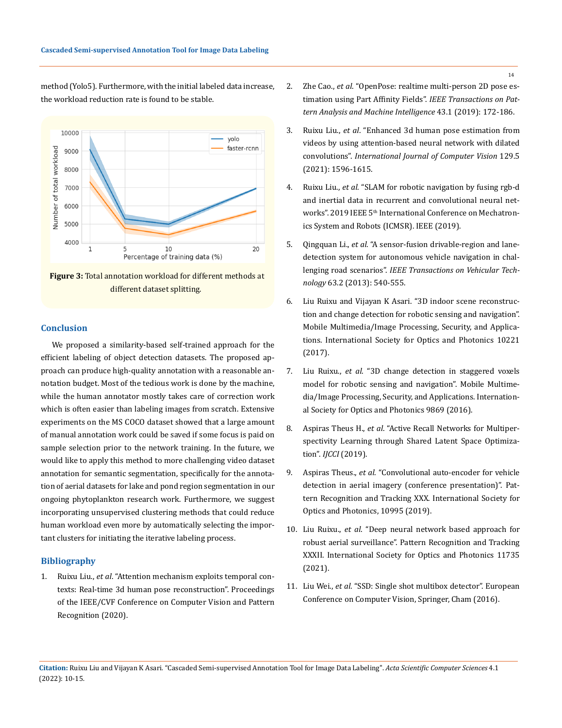method (Yolo5). Furthermore, with the initial labeled data increase, the workload reduction rate is found to be stable.

**Figure 3:** Total annotation workload for different methods at different dataset splitting.

## Conclusion

We proposed a similarity-based self-trained approach for the efficient labeling of object detection datasets. The proposed approach can produce high-quality annotation with a reasonable annotation budget. Most of the tedious work is done by the machine, while the human annotator mostly takes care of correction work which is often easier than labeling images from scratch. Extensive experiments on the MS COCO dataset showed that a large amount of manual annotation work could be saved if some focus is paid on sample selection prior to the network training. In the future, we would like to apply this method to more challenging video dataset annotation for semantic segmentation, specifically for the annotation of aerial datasets for lake and pond region segmentation in our ongoing phytoplankton research work. Furthermore, we suggest incorporating unsupervised clustering methods that could reduce human workload even more by automatically selecting the important clusters for initiating the iterative labeling process.

## Bibliography

1. Ruixu Liu., *et al*. "Attention mechanism exploits temporal contexts: Real-time 3d human pose reconstruction". Proceedings of the IEEE/CVF Conference on Computer Vision and Pattern Recognition (2020).
2. Zhe Cao., *et al*. "OpenPose: realtime multi-person 2D pose estimation using Part Affinity Fields". *IEEE Transactions on Pattern Analysis and Machine Intelligence* 43.1 (2019): 172-186.
3. Ruixu Liu., *et al*. "Enhanced 3d human pose estimation from videos by using attention-based neural network with dilated convolutions". *International Journal of Computer Vision* 129.5 (2021): 1596-1615.
4. Ruixu Liu., *et al*. "SLAM for robotic navigation by fusing rgb-d and inertial data in recurrent and convolutional neural networks". 2019 IEEE 5th International Conference on Mechatronics System and Robots (ICMSR). IEEE (2019).
5. Qingquan Li., *et al*. "A sensor-fusion drivable-region and lane-detection system for autonomous vehicle navigation in challenging road scenarios". *IEEE Transactions on Vehicular Technology* 63.2 (2013): 540-555.
6. Liu Ruixu and Vijayan K Asari. "3D indoor scene reconstruction and change detection for robotic sensing and navigation". Mobile Multimedia/Image Processing, Security, and Applications. International Society for Optics and Photonics 10221 (2017).
7. Liu Ruixu., *et al*. "3D change detection in staggered voxels model for robotic sensing and navigation". Mobile Multimedia/Image Processing, Security, and Applications. International Society for Optics and Photonics 9869 (2016).
8. Aspiras Theus H., *et al*. "Active Recall Networks for Multiperspectivity Learning through Shared Latent Space Optimization". *IJCCI* (2019).
9. Aspiras Theus., *et al*. "Convolutional auto-encoder for vehicle detection in aerial imagery (conference presentation)". Pattern Recognition and Tracking XXX. International Society for Optics and Photonics, 10995 (2019).
10. Liu Ruixu., *et al*. "Deep neural network based approach for robust aerial surveillance". Pattern Recognition and Tracking XXXII. International Society for Optics and Photonics 11735 (2021).
11. Liu Wei., *et al*. "SSD: Single shot multibox detector". European Conference on Computer Vision, Springer, Cham (2016).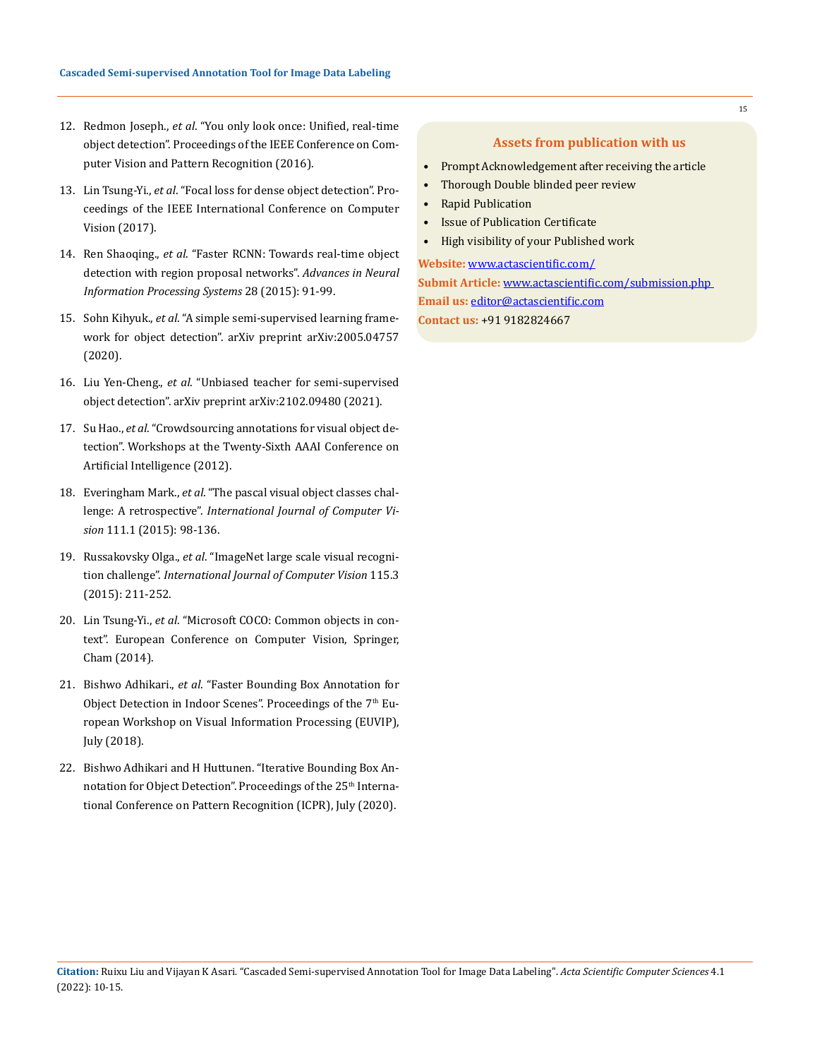12. Redmon Joseph., *et al*. "You only look once: Unified, real-time object detection". Proceedings of the IEEE Conference on Computer Vision and Pattern Recognition (2016).

13. Lin Tsung-Yi., *et al*. "Focal loss for dense object detection". Proceedings of the IEEE International Conference on Computer Vision (2017).

14. Ren Shaoqing., *et al*. "Faster RCNN: Towards real-time object detection with region proposal networks". *Advances in Neural Information Processing Systems* 28 (2015): 91-99.

15. Sohn Kihyuk., *et al*. "A simple semi-supervised learning framework for object detection". arXiv preprint arXiv:2005.04757 (2020).

16. Liu Yen-Cheng., *et al*. "Unbiased teacher for semi-supervised object detection". arXiv preprint arXiv:2102.09480 (2021).

17. Su Hao., *et al*. "Crowdsourcing annotations for visual object detection". Workshops at the Twenty-Sixth AAAI Conference on Artificial Intelligence (2012).

18. Everingham Mark., *et al*. "The pascal visual object classes challenge: A retrospective". *International Journal of Computer Vision* 111.1 (2015): 98-136.

19. Russakovsky Olga., *et al*. "ImageNet large scale visual recognition challenge". *International Journal of Computer Vision* 115.3 (2015): 211-252.

20. Lin Tsung-Yi., *et al*. "Microsoft COCO: Common objects in context". European Conference on Computer Vision, Springer, Cham (2014).

21. Bishwo Adhikari., *et al*. "Faster Bounding Box Annotation for Object Detection in Indoor Scenes". Proceedings of the 7th European Workshop on Visual Information Processing (EUVIP), July (2018).

22. Bishwo Adhikari and H Huttunen. "Iterative Bounding Box Annotation for Object Detection". Proceedings of the 25th International Conference on Pattern Recognition (ICPR), July (2020).

### Assets from publication with us

- Prompt Acknowledgement after receiving the article
- Thorough Double blinded peer review
- Rapid Publication
- Issue of Publication Certificate
- High visibility of your Published work

**Website:** www.actascientific.com/
**Submit Article:** www.actascientific.com/submission.php
**Email us:** editor@actascientific.com
**Contact us:** +91 9182824667